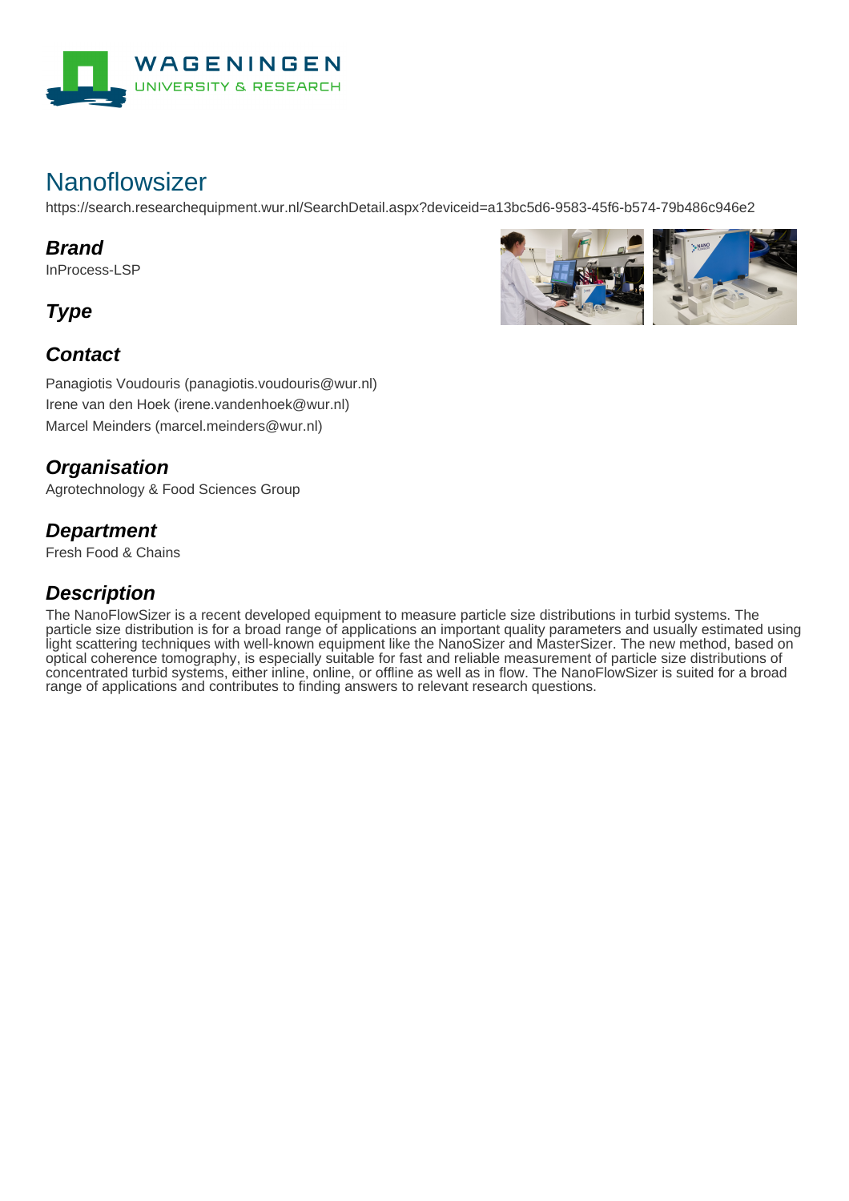# Nanoflowsizer

https://search.researchequipment.wur.nl/SearchDetail.aspx?deviceid=a13bc5d6-9583-45f6-b574-79b486c946e2

## Brand

InProcess-LSP

## Type

## Contact

Panagiotis Voudouris (panagiotis.voudouris@wur.nl)
Irene van den Hoek (irene.vandenhoek@wur.nl)
Marcel Meinders (marcel.meinders@wur.nl)

## Organisation

Agrotechnology & Food Sciences Group

## Department

Fresh Food & Chains

## Description

The NanoFlowSizer is a recent developed equipment to measure particle size distributions in turbid systems. The particle size distribution is for a broad range of applications an important quality parameters and usually estimated using light scattering techniques with well-known equipment like the NanoSizer and MasterSizer. The new method, based on optical coherence tomography, is especially suitable for fast and reliable measurement of particle size distributions of concentrated turbid systems, either inline, online, or offline as well as in flow. The NanoFlowSizer is suited for a broad range of applications and contributes to finding answers to relevant research questions.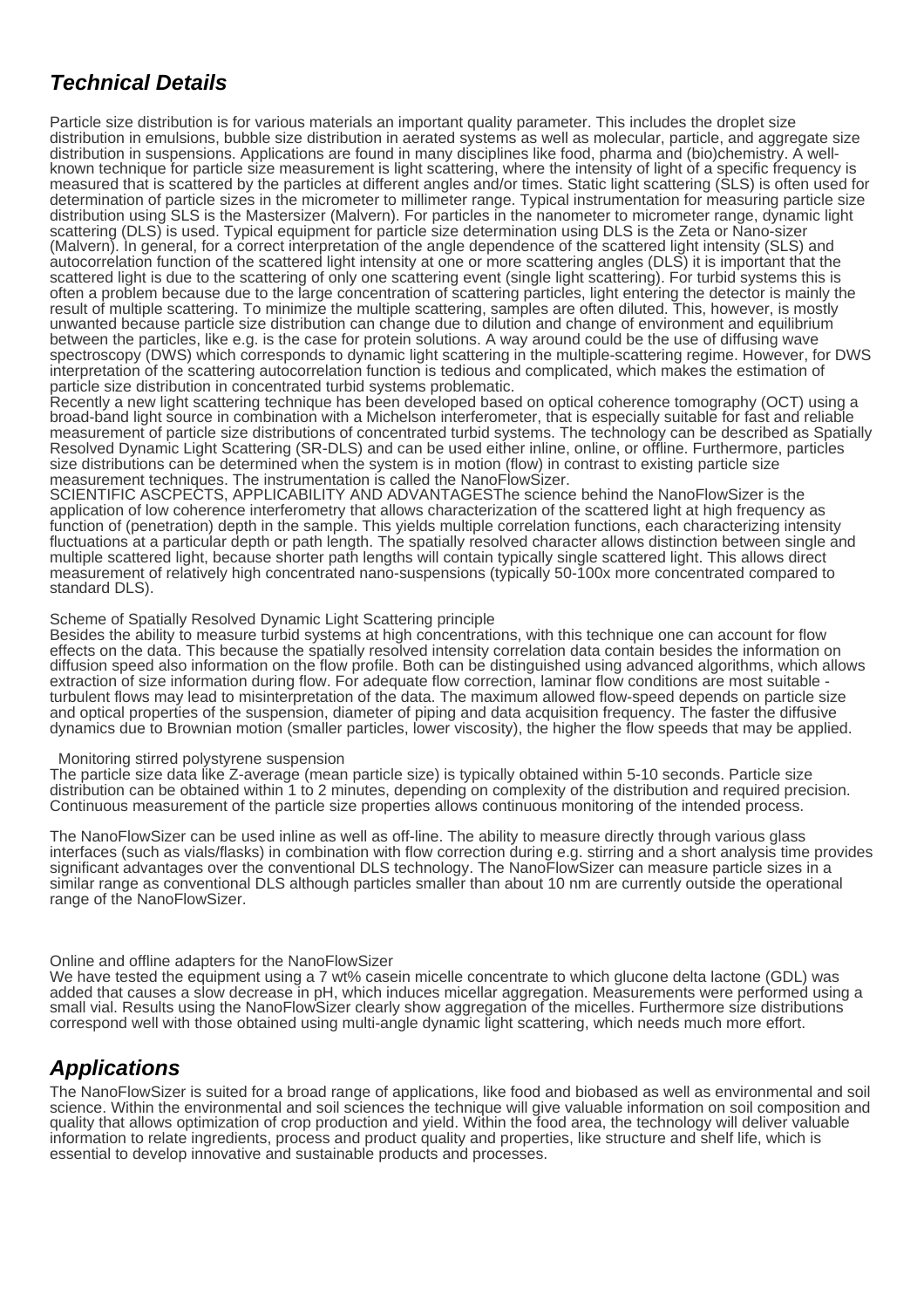## *Technical Details*

Particle size distribution is for various materials an important quality parameter. This includes the droplet size distribution in emulsions, bubble size distribution in aerated systems as well as molecular, particle, and aggregate size distribution in suspensions. Applications are found in many disciplines like food, pharma and (bio)chemistry. A well-known technique for particle size measurement is light scattering, where the intensity of light of a specific frequency is measured that is scattered by the particles at different angles and/or times. Static light scattering (SLS) is often used for determination of particle sizes in the micrometer to millimeter range. Typical instrumentation for measuring particle size distribution using SLS is the Mastersizer (Malvern). For particles in the nanometer to micrometer range, dynamic light scattering (DLS) is used. Typical equipment for particle size determination using DLS is the Zeta or Nano-sizer (Malvern). In general, for a correct interpretation of the angle dependence of the scattered light intensity (SLS) and autocorrelation function of the scattered light intensity at one or more scattering angles (DLS) it is important that the scattered light is due to the scattering of only one scattering event (single light scattering). For turbid systems this is often a problem because due to the large concentration of scattering particles, light entering the detector is mainly the result of multiple scattering. To minimize the multiple scattering, samples are often diluted. This, however, is mostly unwanted because particle size distribution can change due to dilution and change of environment and equilibrium between the particles, like e.g. is the case for protein solutions. A way around could be the use of diffusing wave spectroscopy (DWS) which corresponds to dynamic light scattering in the multiple-scattering regime. However, for DWS interpretation of the scattering autocorrelation function is tedious and complicated, which makes the estimation of particle size distribution in concentrated turbid systems problematic.
Recently a new light scattering technique has been developed based on optical coherence tomography (OCT) using a broad-band light source in combination with a Michelson interferometer, that is especially suitable for fast and reliable measurement of particle size distributions of concentrated turbid systems. The technology can be described as Spatially Resolved Dynamic Light Scattering (SR-DLS) and can be used either inline, online, or offline. Furthermore, particles size distributions can be determined when the system is in motion (flow) in contrast to existing particle size measurement techniques. The instrumentation is called the NanoFlowSizer.
SCIENTIFIC ASCPECTS, APPLICABILITY AND ADVANTAGESThe science behind the NanoFlowSizer is the application of low coherence interferometry that allows characterization of the scattered light at high frequency as function of (penetration) depth in the sample. This yields multiple correlation functions, each characterizing intensity fluctuations at a particular depth or path length. The spatially resolved character allows distinction between single and multiple scattered light, because shorter path lengths will contain typically single scattered light. This allows direct measurement of relatively high concentrated nano-suspensions (typically 50-100x more concentrated compared to standard DLS).

Scheme of Spatially Resolved Dynamic Light Scattering principle
Besides the ability to measure turbid systems at high concentrations, with this technique one can account for flow effects on the data. This because the spatially resolved intensity correlation data contain besides the information on diffusion speed also information on the flow profile. Both can be distinguished using advanced algorithms, which allows extraction of size information during flow. For adequate flow correction, laminar flow conditions are most suitable - turbulent flows may lead to misinterpretation of the data. The maximum allowed flow-speed depends on particle size and optical properties of the suspension, diameter of piping and data acquisition frequency. The faster the diffusive dynamics due to Brownian motion (smaller particles, lower viscosity), the higher the flow speeds that may be applied.

Monitoring stirred polystyrene suspension
The particle size data like Z-average (mean particle size) is typically obtained within 5-10 seconds. Particle size distribution can be obtained within 1 to 2 minutes, depending on complexity of the distribution and required precision. Continuous measurement of the particle size properties allows continuous monitoring of the intended process.

The NanoFlowSizer can be used inline as well as off-line. The ability to measure directly through various glass interfaces (such as vials/flasks) in combination with flow correction during e.g. stirring and a short analysis time provides significant advantages over the conventional DLS technology. The NanoFlowSizer can measure particle sizes in a similar range as conventional DLS although particles smaller than about 10 nm are currently outside the operational range of the NanoFlowSizer.

Online and offline adapters for the NanoFlowSizer
We have tested the equipment using a 7 wt% casein micelle concentrate to which glucone delta lactone (GDL) was added that causes a slow decrease in pH, which induces micellar aggregation. Measurements were performed using a small vial. Results using the NanoFlowSizer clearly show aggregation of the micelles. Furthermore size distributions correspond well with those obtained using multi-angle dynamic light scattering, which needs much more effort.

## *Applications*

The NanoFlowSizer is suited for a broad range of applications, like food and biobased as well as environmental and soil science. Within the environmental and soil sciences the technique will give valuable information on soil composition and quality that allows optimization of crop production and yield. Within the food area, the technology will deliver valuable information to relate ingredients, process and product quality and properties, like structure and shelf life, which is essential to develop innovative and sustainable products and processes.